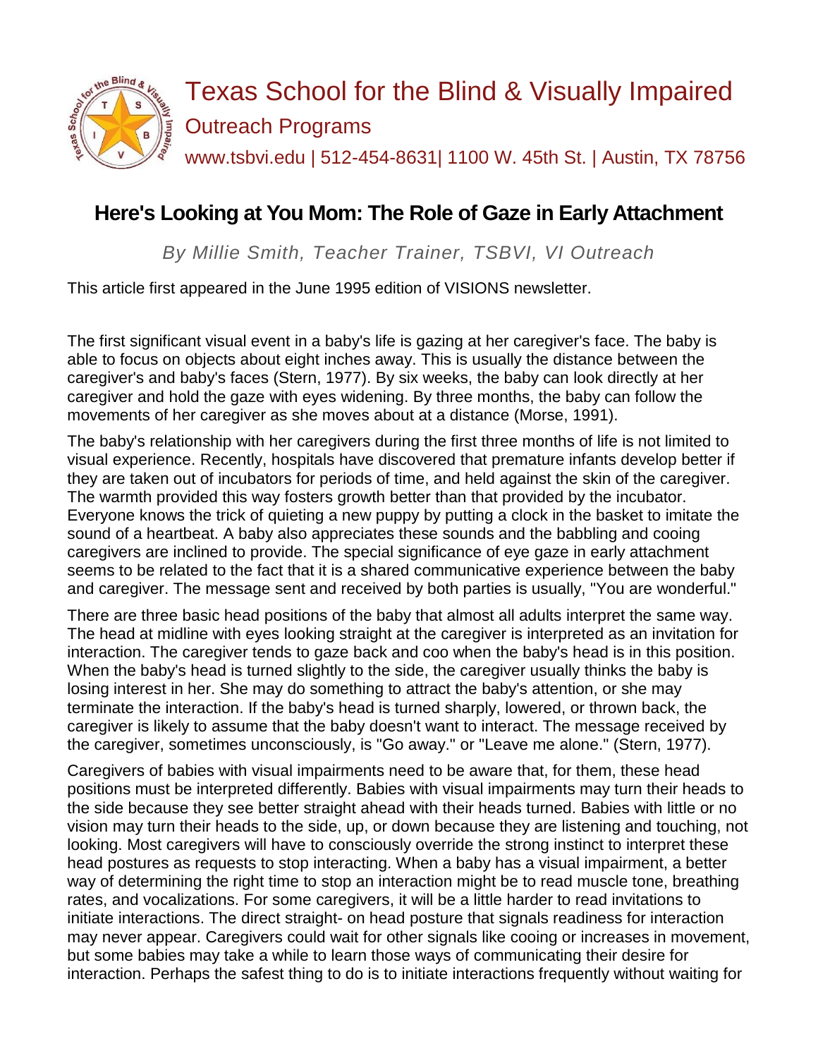# Texas School for the Blind & Visually Impaired

## Outreach Programs

www.tsbvi.edu | 512-454-8631| 1100 W. 45th St. | Austin, TX 78756

## Here's Looking at You Mom: The Role of Gaze in Early Attachment

*By Millie Smith, Teacher Trainer, TSBVI, VI Outreach*

This article first appeared in the June 1995 edition of VISIONS newsletter.

The first significant visual event in a baby's life is gazing at her caregiver's face. The baby is able to focus on objects about eight inches away. This is usually the distance between the caregiver's and baby's faces (Stern, 1977). By six weeks, the baby can look directly at her caregiver and hold the gaze with eyes widening. By three months, the baby can follow the movements of her caregiver as she moves about at a distance (Morse, 1991).

The baby's relationship with her caregivers during the first three months of life is not limited to visual experience. Recently, hospitals have discovered that premature infants develop better if they are taken out of incubators for periods of time, and held against the skin of the caregiver. The warmth provided this way fosters growth better than that provided by the incubator. Everyone knows the trick of quieting a new puppy by putting a clock in the basket to imitate the sound of a heartbeat. A baby also appreciates these sounds and the babbling and cooing caregivers are inclined to provide. The special significance of eye gaze in early attachment seems to be related to the fact that it is a shared communicative experience between the baby and caregiver. The message sent and received by both parties is usually, "You are wonderful."

There are three basic head positions of the baby that almost all adults interpret the same way. The head at midline with eyes looking straight at the caregiver is interpreted as an invitation for interaction. The caregiver tends to gaze back and coo when the baby's head is in this position. When the baby's head is turned slightly to the side, the caregiver usually thinks the baby is losing interest in her. She may do something to attract the baby's attention, or she may terminate the interaction. If the baby's head is turned sharply, lowered, or thrown back, the caregiver is likely to assume that the baby doesn't want to interact. The message received by the caregiver, sometimes unconsciously, is "Go away." or "Leave me alone." (Stern, 1977).

Caregivers of babies with visual impairments need to be aware that, for them, these head positions must be interpreted differently. Babies with visual impairments may turn their heads to the side because they see better straight ahead with their heads turned. Babies with little or no vision may turn their heads to the side, up, or down because they are listening and touching, not looking. Most caregivers will have to consciously override the strong instinct to interpret these head postures as requests to stop interacting. When a baby has a visual impairment, a better way of determining the right time to stop an interaction might be to read muscle tone, breathing rates, and vocalizations. For some caregivers, it will be a little harder to read invitations to initiate interactions. The direct straight- on head posture that signals readiness for interaction may never appear. Caregivers could wait for other signals like cooing or increases in movement, but some babies may take a while to learn those ways of communicating their desire for interaction. Perhaps the safest thing to do is to initiate interactions frequently without waiting for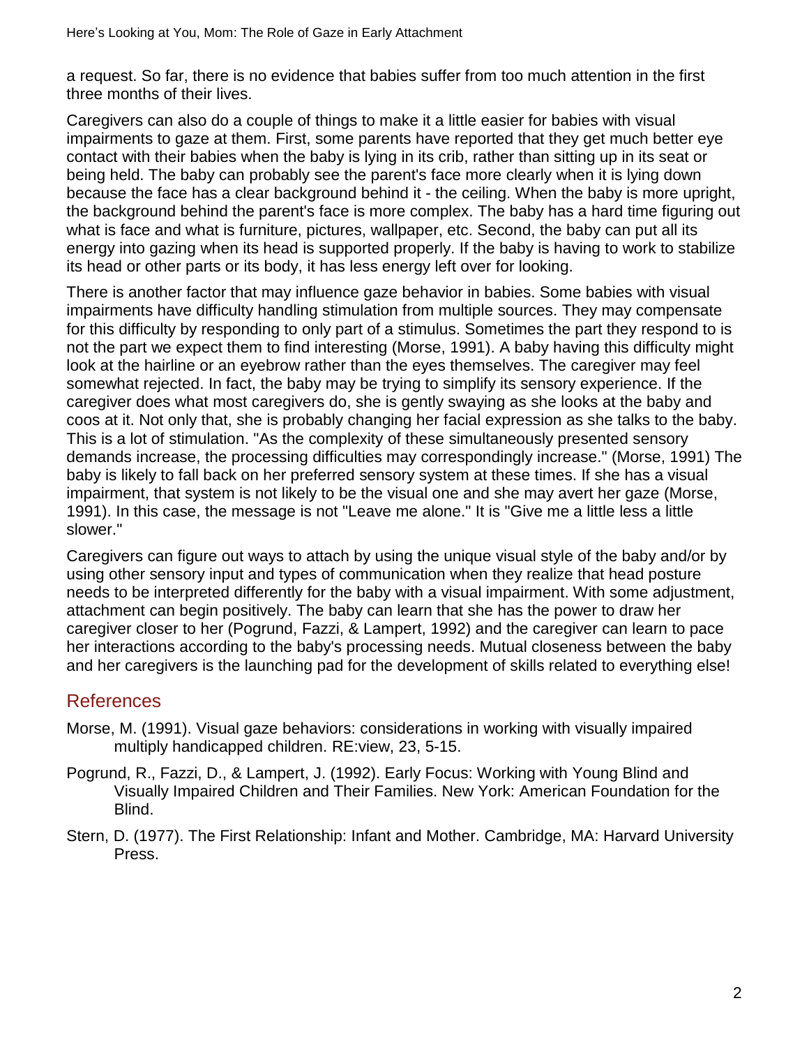a request. So far, there is no evidence that babies suffer from too much attention in the first three months of their lives.

Caregivers can also do a couple of things to make it a little easier for babies with visual impairments to gaze at them. First, some parents have reported that they get much better eye contact with their babies when the baby is lying in its crib, rather than sitting up in its seat or being held. The baby can probably see the parent's face more clearly when it is lying down because the face has a clear background behind it - the ceiling. When the baby is more upright, the background behind the parent's face is more complex. The baby has a hard time figuring out what is face and what is furniture, pictures, wallpaper, etc. Second, the baby can put all its energy into gazing when its head is supported properly. If the baby is having to work to stabilize its head or other parts or its body, it has less energy left over for looking.

There is another factor that may influence gaze behavior in babies. Some babies with visual impairments have difficulty handling stimulation from multiple sources. They may compensate for this difficulty by responding to only part of a stimulus. Sometimes the part they respond to is not the part we expect them to find interesting (Morse, 1991). A baby having this difficulty might look at the hairline or an eyebrow rather than the eyes themselves. The caregiver may feel somewhat rejected. In fact, the baby may be trying to simplify its sensory experience. If the caregiver does what most caregivers do, she is gently swaying as she looks at the baby and coos at it. Not only that, she is probably changing her facial expression as she talks to the baby. This is a lot of stimulation. "As the complexity of these simultaneously presented sensory demands increase, the processing difficulties may correspondingly increase." (Morse, 1991) The baby is likely to fall back on her preferred sensory system at these times. If she has a visual impairment, that system is not likely to be the visual one and she may avert her gaze (Morse, 1991). In this case, the message is not "Leave me alone." It is "Give me a little less a little slower."

Caregivers can figure out ways to attach by using the unique visual style of the baby and/or by using other sensory input and types of communication when they realize that head posture needs to be interpreted differently for the baby with a visual impairment. With some adjustment, attachment can begin positively. The baby can learn that she has the power to draw her caregiver closer to her (Pogrund, Fazzi, & Lampert, 1992) and the caregiver can learn to pace her interactions according to the baby's processing needs. Mutual closeness between the baby and her caregivers is the launching pad for the development of skills related to everything else!

## References

Morse, M. (1991). Visual gaze behaviors: considerations in working with visually impaired multiply handicapped children. RE:view, 23, 5-15.

Pogrund, R., Fazzi, D., & Lampert, J. (1992). Early Focus: Working with Young Blind and Visually Impaired Children and Their Families. New York: American Foundation for the Blind.

Stern, D. (1977). The First Relationship: Infant and Mother. Cambridge, MA: Harvard University Press.